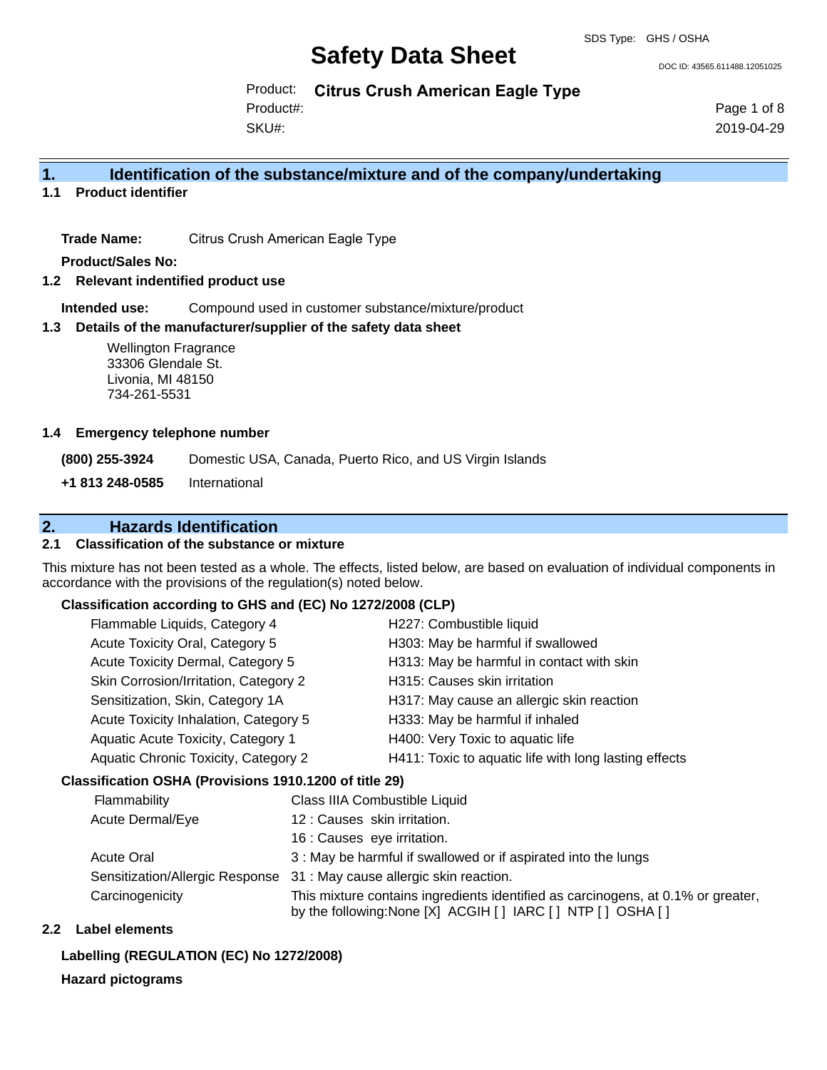SDS Type: GHS / OSHA

# Safety Data Sheet

DOC ID: 43565.611488.12051025

Product: **Citrus Crush American Eagle Type**

Product#:

SKU#:

2019-04-29

## 1. Identification of the substance/mixture and of the company/undertaking

### 1.1 Product identifier

**Trade Name:** Citrus Crush American Eagle Type

**Product/Sales No:**

### 1.2 Relevant indentified product use

**Intended use:** Compound used in customer substance/mixture/product

### 1.3 Details of the manufacturer/supplier of the safety data sheet

Wellington Fragrance
33306 Glendale St.
Livonia, MI 48150
734-261-5531

### 1.4 Emergency telephone number

**(800) 255-3924** Domestic USA, Canada, Puerto Rico, and US Virgin Islands

**+1 813 248-0585** International

## 2. Hazards Identification

### 2.1 Classification of the substance or mixture

This mixture has not been tested as a whole. The effects, listed below, are based on evaluation of individual components in accordance with the provisions of the regulation(s) noted below.

**Classification according to GHS and (EC) No 1272/2008 (CLP)**

| | |
|---|---|
| Flammable Liquids, Category 4 | H227: Combustible liquid |
| Acute Toxicity Oral, Category 5 | H303: May be harmful if swallowed |
| Acute Toxicity Dermal, Category 5 | H313: May be harmful in contact with skin |
| Skin Corrosion/Irritation, Category 2 | H315: Causes skin irritation |
| Sensitization, Skin, Category 1A | H317: May cause an allergic skin reaction |
| Acute Toxicity Inhalation, Category 5 | H333: May be harmful if inhaled |
| Aquatic Acute Toxicity, Category 1 | H400: Very Toxic to aquatic life |
| Aquatic Chronic Toxicity, Category 2 | H411: Toxic to aquatic life with long lasting effects |

**Classification OSHA (Provisions 1910.1200 of title 29)**

| | |
|---|---|
| Flammability | Class IIIA Combustible Liquid |
| Acute Dermal/Eye | 12 : Causes skin irritation. |
| | 16 : Causes eye irritation. |
| Acute Oral | 3 : May be harmful if swallowed or if aspirated into the lungs |
| Sensitization/Allergic Response | 31 : May cause allergic skin reaction. |
| Carcinogenicity | This mixture contains ingredients identified as carcinogens, at 0.1% or greater, by the following:None [X] ACGIH [ ] IARC [ ] NTP [ ] OSHA [ ] |

### 2.2 Label elements

**Labelling (REGULATION (EC) No 1272/2008)**

**Hazard pictograms**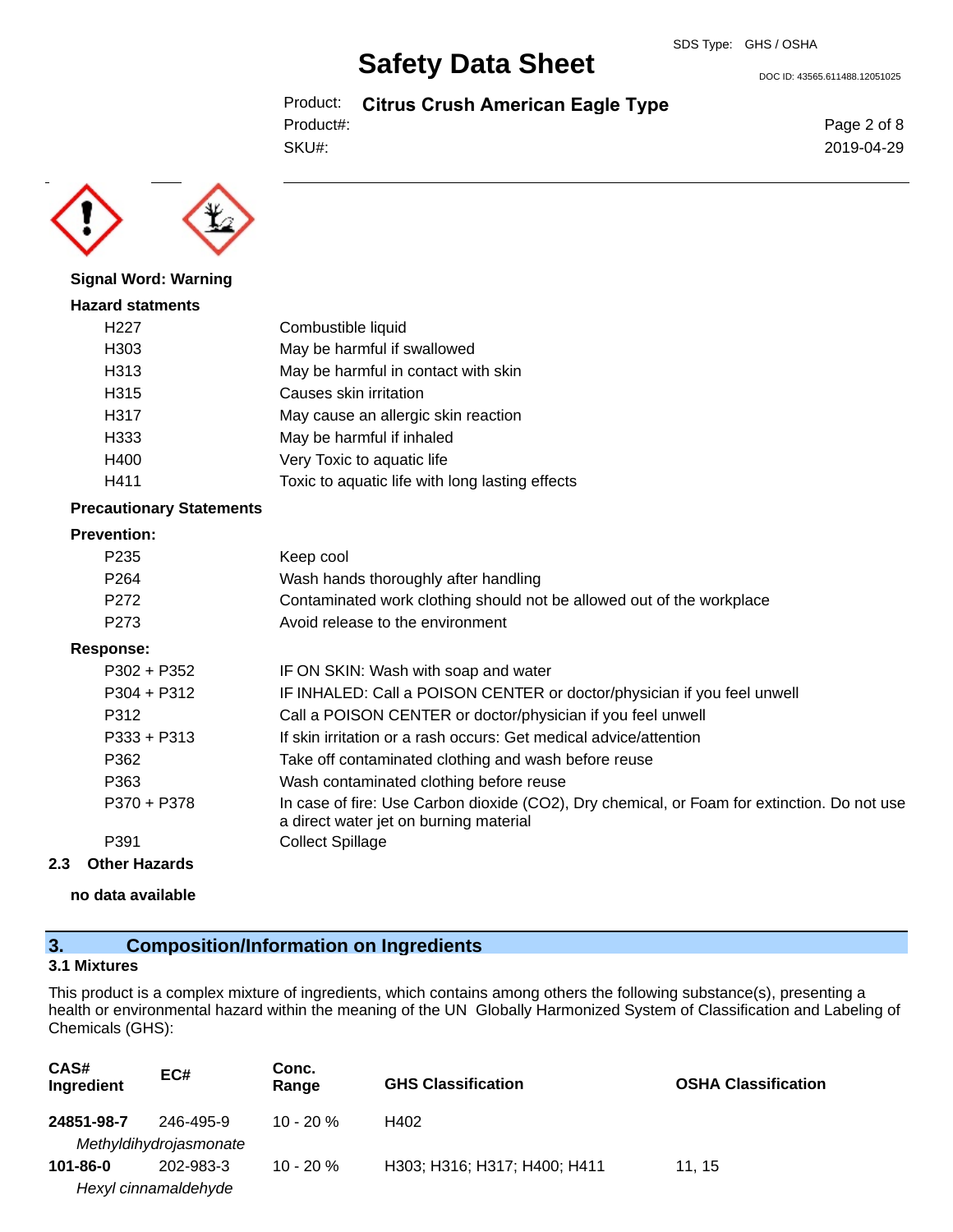**Signal Word: Warning**

**Hazard statments**

| | |
|---|---|
| H227 | Combustible liquid |
| H303 | May be harmful if swallowed |
| H313 | May be harmful in contact with skin |
| H315 | Causes skin irritation |
| H317 | May cause an allergic skin reaction |
| H333 | May be harmful if inhaled |
| H400 | Very Toxic to aquatic life |
| H411 | Toxic to aquatic life with long lasting effects |

**Precautionary Statements**

**Prevention:**

| | |
|---|---|
| P235 | Keep cool |
| P264 | Wash hands thoroughly after handling |
| P272 | Contaminated work clothing should not be allowed out of the workplace |
| P273 | Avoid release to the environment |

**Response:**

| | |
|---|---|
| P302 + P352 | IF ON SKIN: Wash with soap and water |
| P304 + P312 | IF INHALED: Call a POISON CENTER or doctor/physician if you feel unwell |
| P312 | Call a POISON CENTER or doctor/physician if you feel unwell |
| P333 + P313 | If skin irritation or a rash occurs: Get medical advice/attention |
| P362 | Take off contaminated clothing and wash before reuse |
| P363 | Wash contaminated clothing before reuse |
| P370 + P378 | In case of fire: Use Carbon dioxide ($CO_2$), Dry chemical, or Foam for extinction. Do not use a direct water jet on burning material |
| P391 | Collect Spillage |

### 2.3 Other Hazards

**no data available**

## 3. Composition/Information on Ingredients

### 3.1 Mixtures

This product is a complex mixture of ingredients, which contains among others the following substance(s), presenting a health or environmental hazard within the meaning of the UN Globally Harmonized System of Classification and Labeling of Chemicals (GHS):

| CAS# Ingredient | EC# | Conc. Range | GHS Classification | OSHA Classification |
|---|---|---|---|---|
| **24851-98-7** *Methyldihydrojasmonate* | 246-495-9 | 10 - 20 % | H402 | |
| **101-86-0** *Hexyl cinnamaldehyde* | 202-983-3 | 10 - 20 % | H303; H316; H317; H400; H411 | 11, 15 |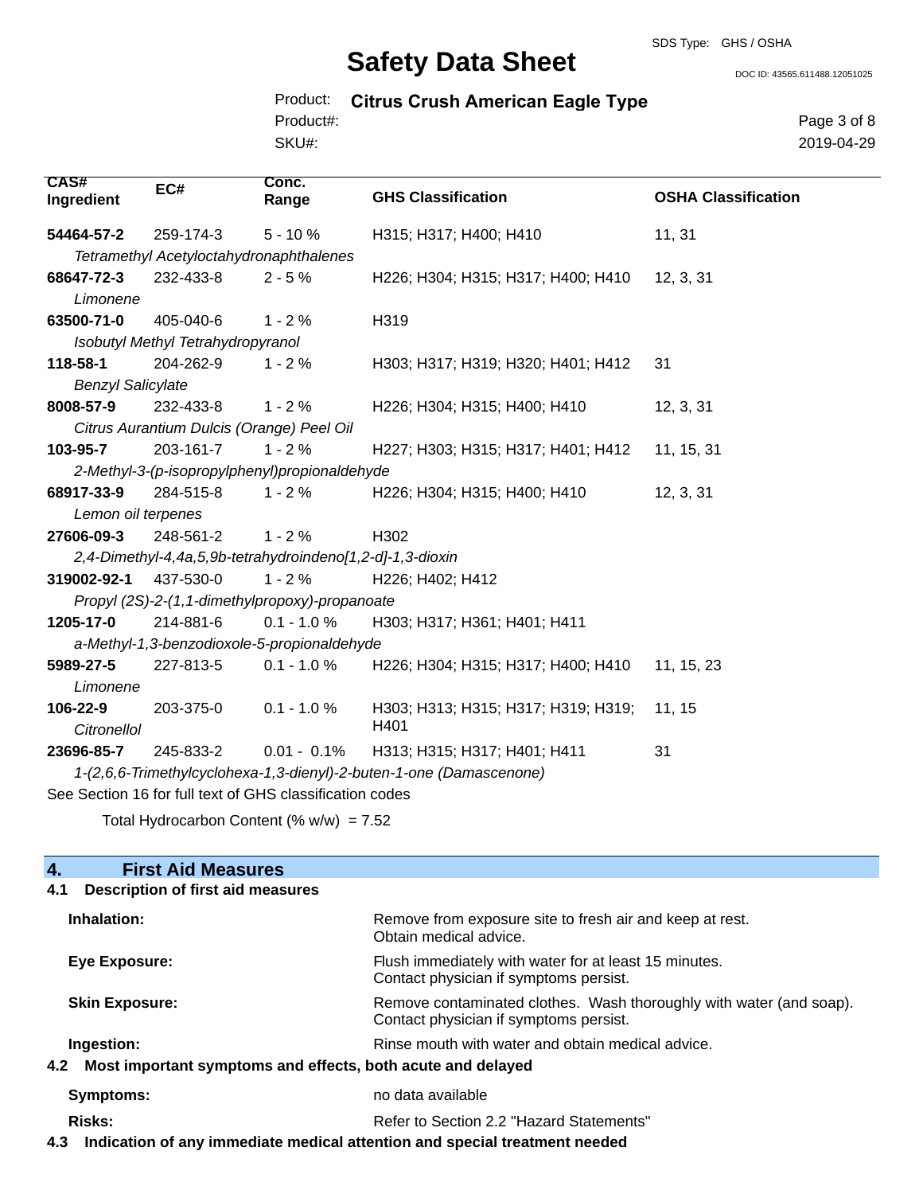| CAS# Ingredient | EC# | Conc. Range | GHS Classification | OSHA Classification |
|---|---|---|---|---|
| **54464-57-2** | 259-174-3 | 5 - 10 % | H315; H317; H400; H410 | 11, 31 |
| *Tetramethyl Acetyloctahydronaphthalenes* | | | | |
| **68647-72-3** | 232-433-8 | 2 - 5 % | H226; H304; H315; H317; H400; H410 | 12, 3, 31 |
| *Limonene* | | | | |
| **63500-71-0** | 405-040-6 | 1 - 2 % | H319 | |
| *Isobutyl Methyl Tetrahydropyranol* | | | | |
| **118-58-1** | 204-262-9 | 1 - 2 % | H303; H317; H319; H320; H401; H412 | 31 |
| *Benzyl Salicylate* | | | | |
| **8008-57-9** | 232-433-8 | 1 - 2 % | H226; H304; H315; H400; H410 | 12, 3, 31 |
| *Citrus Aurantium Dulcis (Orange) Peel Oil* | | | | |
| **103-95-7** | 203-161-7 | 1 - 2 % | H227; H303; H315; H317; H401; H412 | 11, 15, 31 |
| *2-Methyl-3-(p-isopropylphenyl)propionaldehyde* | | | | |
| **68917-33-9** | 284-515-8 | 1 - 2 % | H226; H304; H315; H400; H410 | 12, 3, 31 |
| *Lemon oil terpenes* | | | | |
| **27606-09-3** | 248-561-2 | 1 - 2 % | H302 | |
| *2,4-Dimethyl-4,4a,5,9b-tetrahydroindeno[1,2-d]-1,3-dioxin* | | | | |
| **319002-92-1** | 437-530-0 | 1 - 2 % | H226; H402; H412 | |
| *Propyl (2S)-2-(1,1-dimethylpropoxy)-propanoate* | | | | |
| **1205-17-0** | 214-881-6 | 0.1 - 1.0 % | H303; H317; H361; H401; H411 | |
| *a-Methyl-1,3-benzodioxole-5-propionaldehyde* | | | | |
| **5989-27-5** | 227-813-5 | 0.1 - 1.0 % | H226; H304; H315; H317; H400; H410 | 11, 15, 23 |
| *Limonene* | | | | |
| **106-22-9** | 203-375-0 | 0.1 - 1.0 % | H303; H313; H315; H317; H319; H319; H401 | 11, 15 |
| *Citronellol* | | | | |
| **23696-85-7** | 245-833-2 | 0.01 - 0.1% | H313; H315; H317; H401; H411 | 31 |
| *1-(2,6,6-Trimethylcyclohexa-1,3-dienyl)-2-buten-1-one (Damascenone)* | | | | |

See Section 16 for full text of GHS classification codes

Total Hydrocarbon Content (% w/w) = 7.52

## 4. First Aid Measures

### 4.1 Description of first aid measures

**Inhalation:** Remove from exposure site to fresh air and keep at rest. Obtain medical advice.

**Eye Exposure:** Flush immediately with water for at least 15 minutes. Contact physician if symptoms persist.

**Skin Exposure:** Remove contaminated clothes. Wash thoroughly with water (and soap). Contact physician if symptoms persist.

**Ingestion:** Rinse mouth with water and obtain medical advice.

### 4.2 Most important symptoms and effects, both acute and delayed

**Symptoms:** no data available

**Risks:** Refer to Section 2.2 "Hazard Statements"

### 4.3 Indication of any immediate medical attention and special treatment needed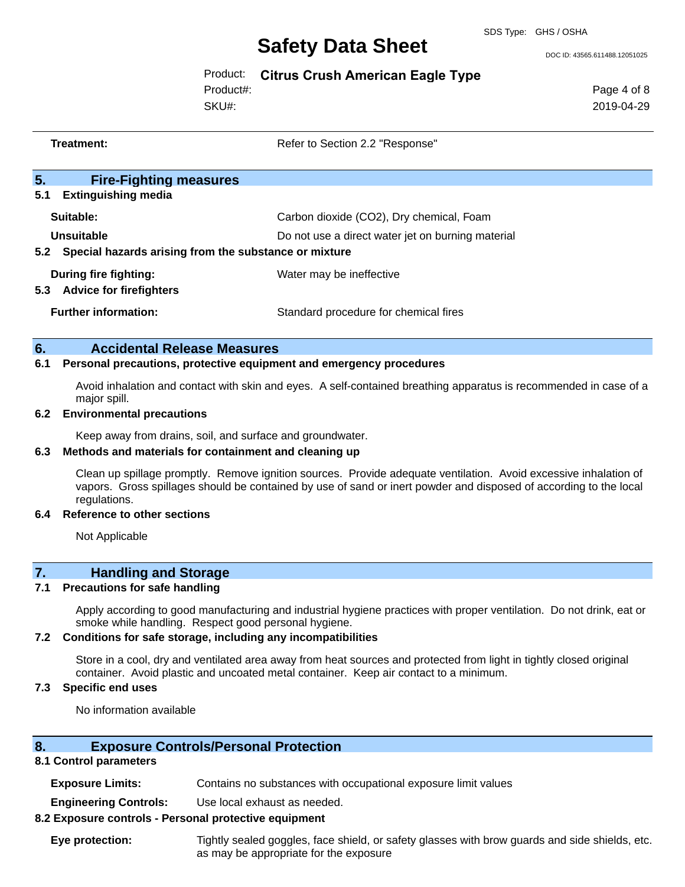**Treatment:** Refer to Section 2.2 "Response"

## 5. Fire-Fighting measures

### 5.1 Extinguishing media

**Suitable:** Carbon dioxide ($CO_2$), Dry chemical, Foam

**Unsuitable** Do not use a direct water jet on burning material

### 5.2 Special hazards arising from the substance or mixture

**During fire fighting:** Water may be ineffective

### 5.3 Advice for firefighters

**Further information:** Standard procedure for chemical fires

## 6. Accidental Release Measures

### 6.1 Personal precautions, protective equipment and emergency procedures

Avoid inhalation and contact with skin and eyes. A self-contained breathing apparatus is recommended in case of a major spill.

### 6.2 Environmental precautions

Keep away from drains, soil, and surface and groundwater.

### 6.3 Methods and materials for containment and cleaning up

Clean up spillage promptly. Remove ignition sources. Provide adequate ventilation. Avoid excessive inhalation of vapors. Gross spillages should be contained by use of sand or inert powder and disposed of according to the local regulations.

### 6.4 Reference to other sections

Not Applicable

## 7. Handling and Storage

### 7.1 Precautions for safe handling

Apply according to good manufacturing and industrial hygiene practices with proper ventilation. Do not drink, eat or smoke while handling. Respect good personal hygiene.

### 7.2 Conditions for safe storage, including any incompatibilities

Store in a cool, dry and ventilated area away from heat sources and protected from light in tightly closed original container. Avoid plastic and uncoated metal container. Keep air contact to a minimum.

### 7.3 Specific end uses

No information available

## 8. Exposure Controls/Personal Protection

### 8.1 Control parameters

**Exposure Limits:** Contains no substances with occupational exposure limit values

**Engineering Controls:** Use local exhaust as needed.

### 8.2 Exposure controls - Personal protective equipment

**Eye protection:** Tightly sealed goggles, face shield, or safety glasses with brow guards and side shields, etc. as may be appropriate for the exposure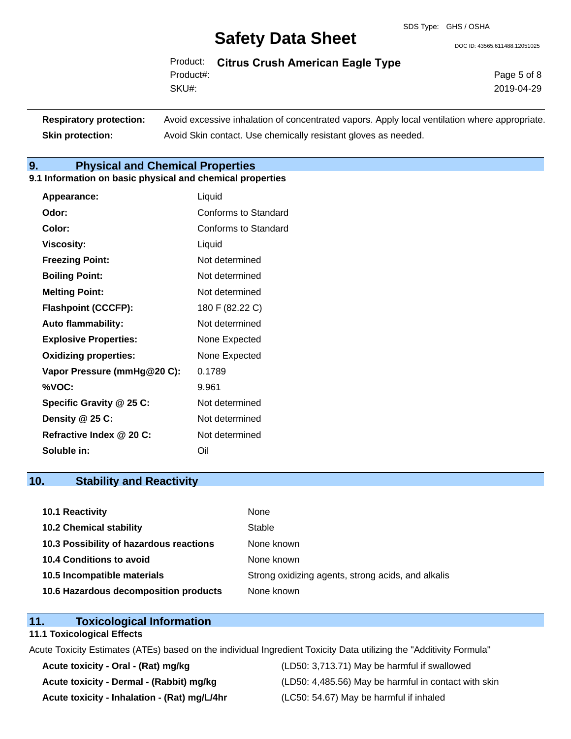| | |
|---|---|
| **Respiratory protection:** | Avoid excessive inhalation of concentrated vapors. Apply local ventilation where appropriate. |
| **Skin protection:** | Avoid Skin contact. Use chemically resistant gloves as needed. |

## 9. Physical and Chemical Properties

### 9.1 Information on basic physical and chemical properties

| | |
|---|---|
| **Appearance:** | Liquid |
| **Odor:** | Conforms to Standard |
| **Color:** | Conforms to Standard |
| **Viscosity:** | Liquid |
| **Freezing Point:** | Not determined |
| **Boiling Point:** | Not determined |
| **Melting Point:** | Not determined |
| **Flashpoint (CCCFP):** | 180 F (82.22 C) |
| **Auto flammability:** | Not determined |
| **Explosive Properties:** | None Expected |
| **Oxidizing properties:** | None Expected |
| **Vapor Pressure (mmHg@20 C):** | 0.1789 |
| **%VOC:** | 9.961 |
| **Specific Gravity @ 25 C:** | Not determined |
| **Density @ 25 C:** | Not determined |
| **Refractive Index @ 20 C:** | Not determined |
| **Soluble in:** | Oil |

## 10. Stability and Reactivity

| | |
|---|---|
| **10.1 Reactivity** | None |
| **10.2 Chemical stability** | Stable |
| **10.3 Possibility of hazardous reactions** | None known |
| **10.4 Conditions to avoid** | None known |
| **10.5 Incompatible materials** | Strong oxidizing agents, strong acids, and alkalis |
| **10.6 Hazardous decomposition products** | None known |

## 11. Toxicological Information

### 11.1 Toxicological Effects

Acute Toxicity Estimates (ATEs) based on the individual Ingredient Toxicity Data utilizing the "Additivity Formula"

| | |
|---|---|
| **Acute toxicity - Oral - (Rat) mg/kg** | (LD50: 3,713.71) May be harmful if swallowed |
| **Acute toxicity - Dermal - (Rabbit) mg/kg** | (LD50: 4,485.56) May be harmful in contact with skin |
| **Acute toxicity - Inhalation - (Rat) mg/L/4hr** | (LC50: 54.67) May be harmful if inhaled |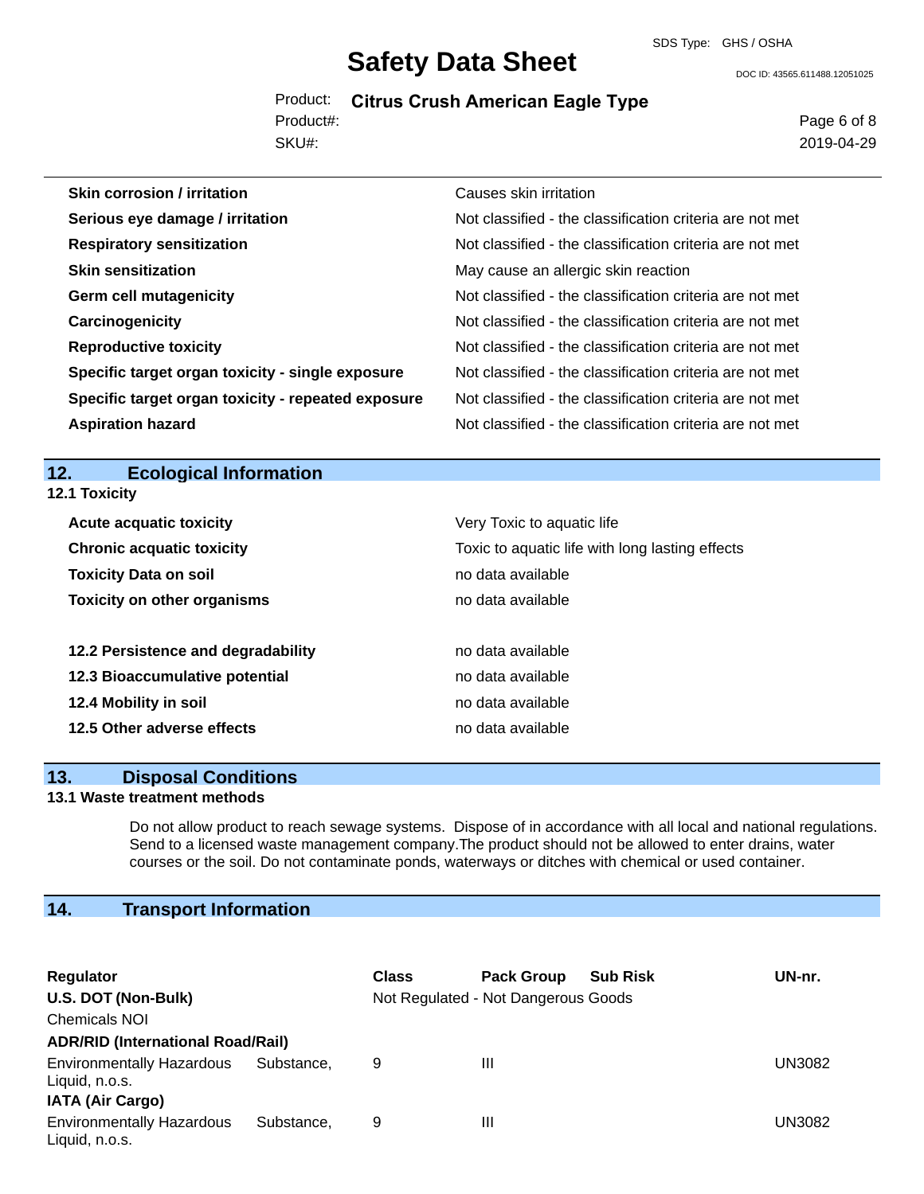| | |
|---|---|
| **Skin corrosion / irritation** | Causes skin irritation |
| **Serious eye damage / irritation** | Not classified - the classification criteria are not met |
| **Respiratory sensitization** | Not classified - the classification criteria are not met |
| **Skin sensitization** | May cause an allergic skin reaction |
| **Germ cell mutagenicity** | Not classified - the classification criteria are not met |
| **Carcinogenicity** | Not classified - the classification criteria are not met |
| **Reproductive toxicity** | Not classified - the classification criteria are not met |
| **Specific target organ toxicity - single exposure** | Not classified - the classification criteria are not met |
| **Specific target organ toxicity - repeated exposure** | Not classified - the classification criteria are not met |
| **Aspiration hazard** | Not classified - the classification criteria are not met |

## 12. Ecological Information

### 12.1 Toxicity

| | |
|---|---|
| **Acute acquatic toxicity** | Very Toxic to aquatic life |
| **Chronic acquatic toxicity** | Toxic to aquatic life with long lasting effects |
| **Toxicity Data on soil** | no data available |
| **Toxicity on other organisms** | no data available |

| | |
|---|---|
| **12.2 Persistence and degradability** | no data available |
| **12.3 Bioaccumulative potential** | no data available |
| **12.4 Mobility in soil** | no data available |
| **12.5 Other adverse effects** | no data available |

## 13. Disposal Conditions

### 13.1 Waste treatment methods

Do not allow product to reach sewage systems. Dispose of in accordance with all local and national regulations. Send to a licensed waste management company.The product should not be allowed to enter drains, water courses or the soil. Do not contaminate ponds, waterways or ditches with chemical or used container.

## 14. Transport Information

| Regulator | Class | Pack Group | Sub Risk | UN-nr. |
|---|---|---|---|---|
| **U.S. DOT (Non-Bulk)** | Not Regulated - Not Dangerous Goods | | | |
| Chemicals NOI | | | | |
| **ADR/RID (International Road/Rail)** | | | | |
| Environmentally Hazardous Substance, Liquid, n.o.s. | 9 | III | | UN3082 |
| **IATA (Air Cargo)** | | | | |
| Environmentally Hazardous Substance, Liquid, n.o.s. | 9 | III | | UN3082 |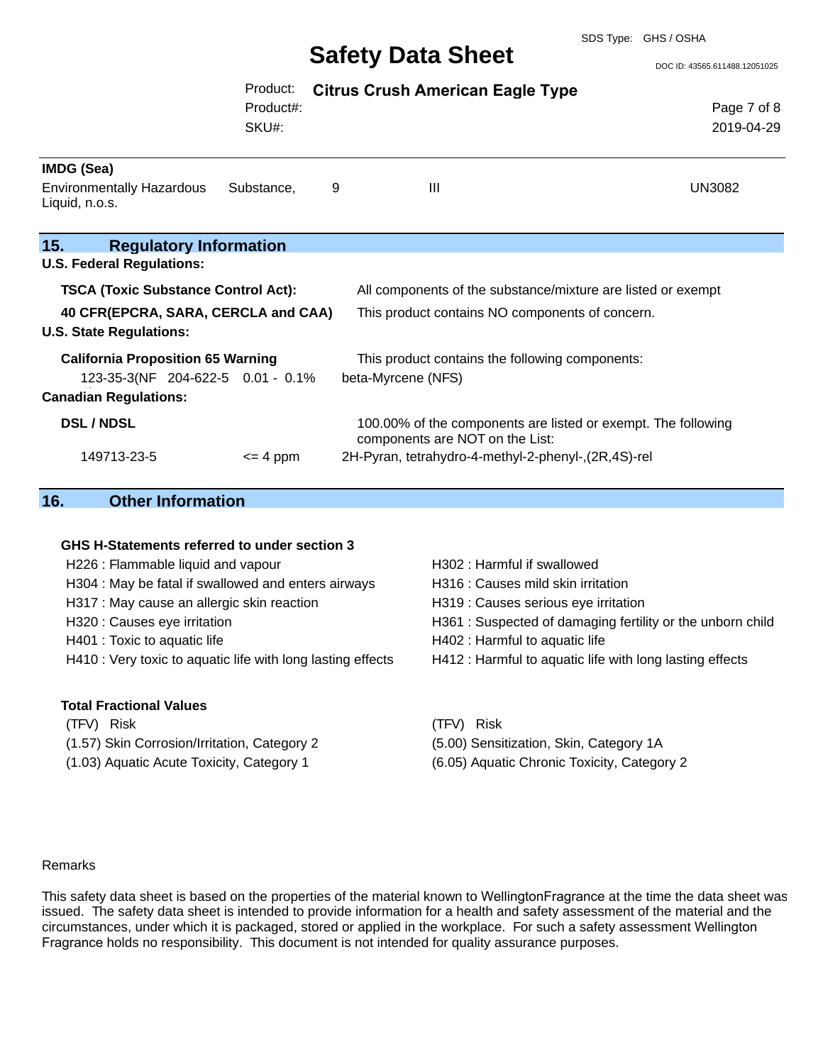**IMDG (Sea)**

| | | | |
|---|---|---|---|
| Environmentally Hazardous Substance, Liquid, n.o.s. | 9 | III | UN3082 |

## 15. Regulatory Information

**U.S. Federal Regulations:**

| | |
|---|---|
| **TSCA (Toxic Substance Control Act):** | All components of the substance/mixture are listed or exempt |
| **40 CFR(EPCRA, SARA, CERCLA and CAA)** | This product contains NO components of concern. |

**U.S. State Regulations:**

**California Proposition 65 Warning** — This product contains the following components:

| | | | |
|---|---|---|---|
| 123-35-3(NF | 204-622-5 | 0.01 - 0.1% | beta-Myrcene (NFS) |

**Canadian Regulations:**

**DSL / NDSL** — 100.00% of the components are listed or exempt. The following components are NOT on the List:

| | | |
|---|---|---|
| 149713-23-5 | <= 4 ppm | 2H-Pyran, tetrahydro-4-methyl-2-phenyl-,(2R,4S)-rel |

## 16. Other Information

**GHS H-Statements referred to under section 3**

H226 : Flammable liquid and vapour
H304 : May be fatal if swallowed and enters airways
H317 : May cause an allergic skin reaction
H320 : Causes eye irritation
H401 : Toxic to aquatic life
H410 : Very toxic to aquatic life with long lasting effects
H302 : Harmful if swallowed
H316 : Causes mild skin irritation
H319 : Causes serious eye irritation
H361 : Suspected of damaging fertility or the unborn child
H402 : Harmful to aquatic life
H412 : Harmful to aquatic life with long lasting effects

**Total Fractional Values**

| (TFV) Risk | (TFV) Risk |
|---|---|
| (1.57) Skin Corrosion/Irritation, Category 2 | (5.00) Sensitization, Skin, Category 1A |
| (1.03) Aquatic Acute Toxicity, Category 1 | (6.05) Aquatic Chronic Toxicity, Category 2 |

Remarks

This safety data sheet is based on the properties of the material known to WellingtonFragrance at the time the data sheet was issued. The safety data sheet is intended to provide information for a health and safety assessment of the material and the circumstances, under which it is packaged, stored or applied in the workplace. For such a safety assessment Wellington Fragrance holds no responsibility. This document is not intended for quality assurance purposes.